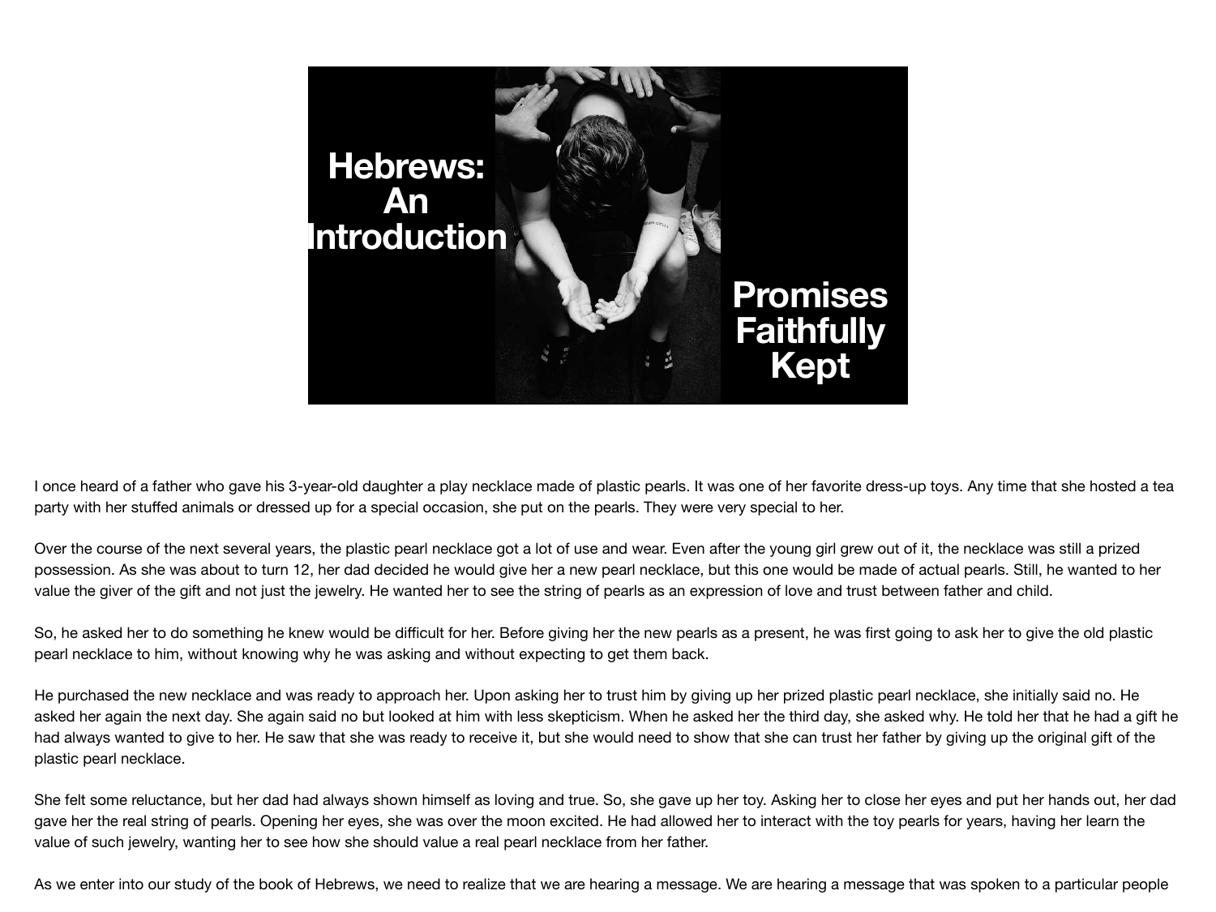# Hebrews: An Introduction

## Promises Faithfully Kept

I once heard of a father who gave his 3-year-old daughter a play necklace made of plastic pearls. It was one of her favorite dress-up toys. Any time that she hosted a tea party with her stuffed animals or dressed up for a special occasion, she put on the pearls. They were very special to her.

Over the course of the next several years, the plastic pearl necklace got a lot of use and wear. Even after the young girl grew out of it, the necklace was still a prized possession. As she was about to turn 12, her dad decided he would give her a new pearl necklace, but this one would be made of actual pearls. Still, he wanted to her value the giver of the gift and not just the jewelry. He wanted her to see the string of pearls as an expression of love and trust between father and child.

So, he asked her to do something he knew would be difficult for her. Before giving her the new pearls as a present, he was first going to ask her to give the old plastic pearl necklace to him, without knowing why he was asking and without expecting to get them back.

He purchased the new necklace and was ready to approach her. Upon asking her to trust him by giving up her prized plastic pearl necklace, she initially said no. He asked her again the next day. She again said no but looked at him with less skepticism. When he asked her the third day, she asked why. He told her that he had a gift he had always wanted to give to her. He saw that she was ready to receive it, but she would need to show that she can trust her father by giving up the original gift of the plastic pearl necklace.

She felt some reluctance, but her dad had always shown himself as loving and true. So, she gave up her toy. Asking her to close her eyes and put her hands out, her dad gave her the real string of pearls. Opening her eyes, she was over the moon excited. He had allowed her to interact with the toy pearls for years, having her learn the value of such jewelry, wanting her to see how she should value a real pearl necklace from her father.

As we enter into our study of the book of Hebrews, we need to realize that we are hearing a message. We are hearing a message that was spoken to a particular people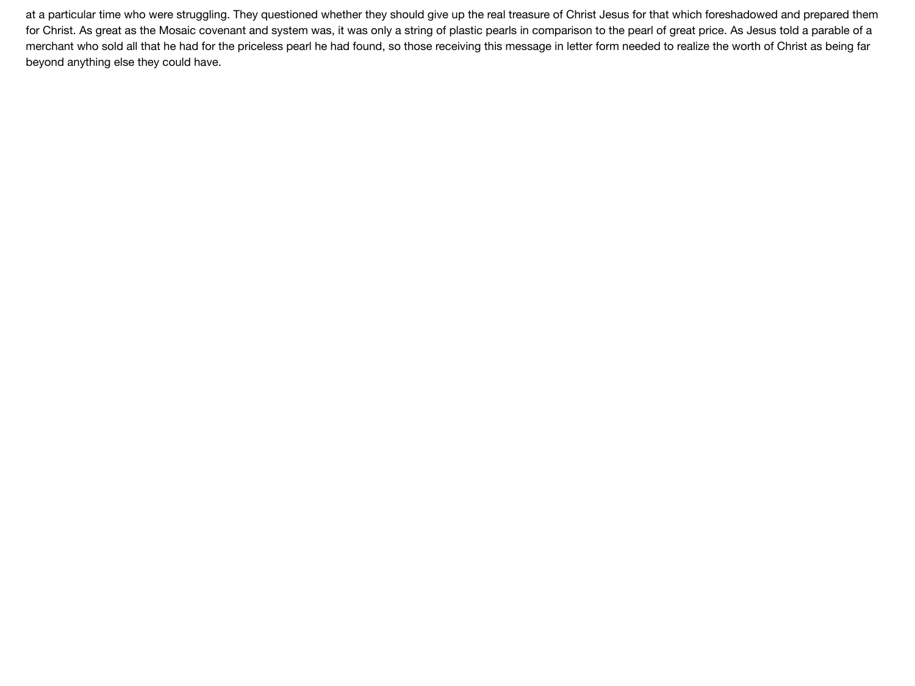at a particular time who were struggling. They questioned whether they should give up the real treasure of Christ Jesus for that which foreshadowed and prepared them for Christ. As great as the Mosaic covenant and system was, it was only a string of plastic pearls in comparison to the pearl of great price. As Jesus told a parable of a merchant who sold all that he had for the priceless pearl he had found, so those receiving this message in letter form needed to realize the worth of Christ as being far beyond anything else they could have.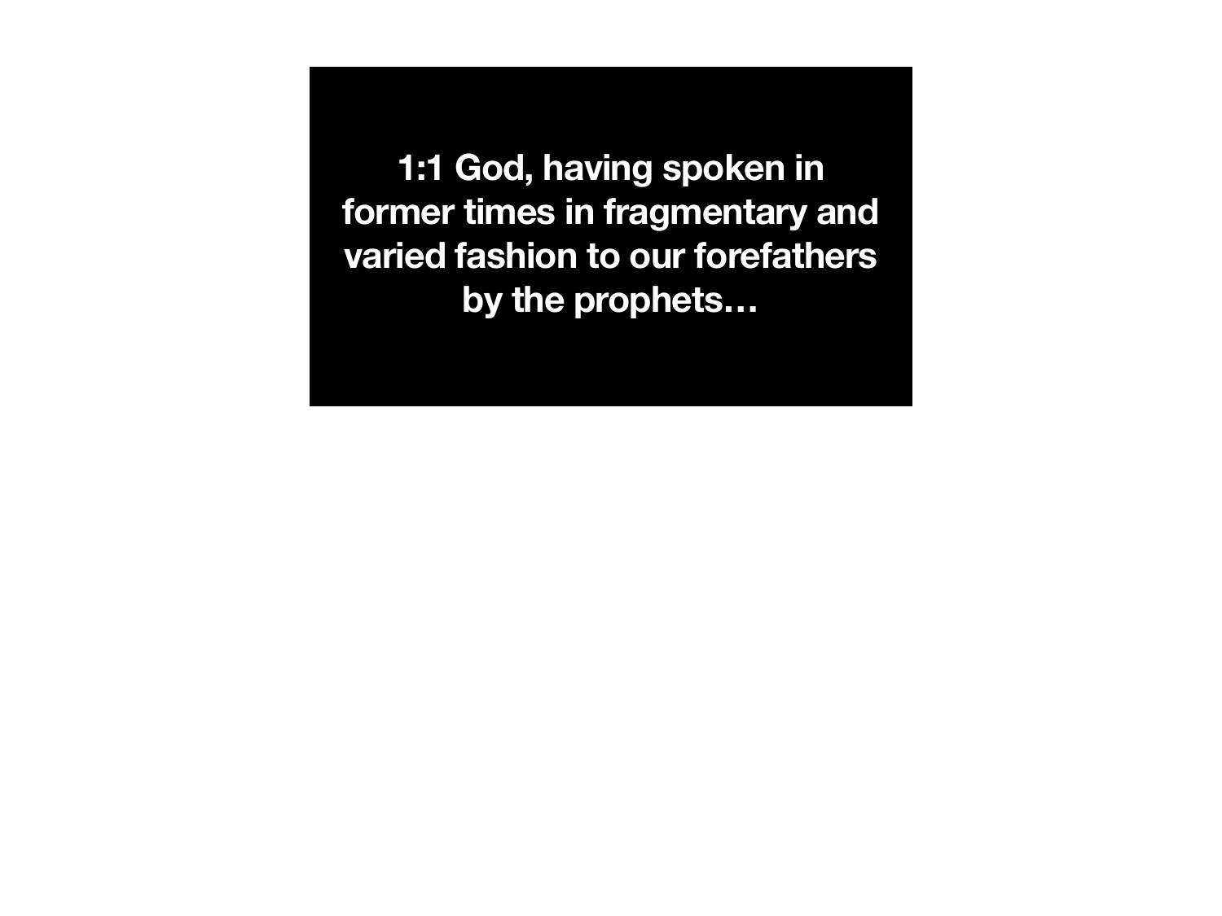**1:1 God, having spoken in former times in fragmentary and varied fashion to our forefathers by the prophets…**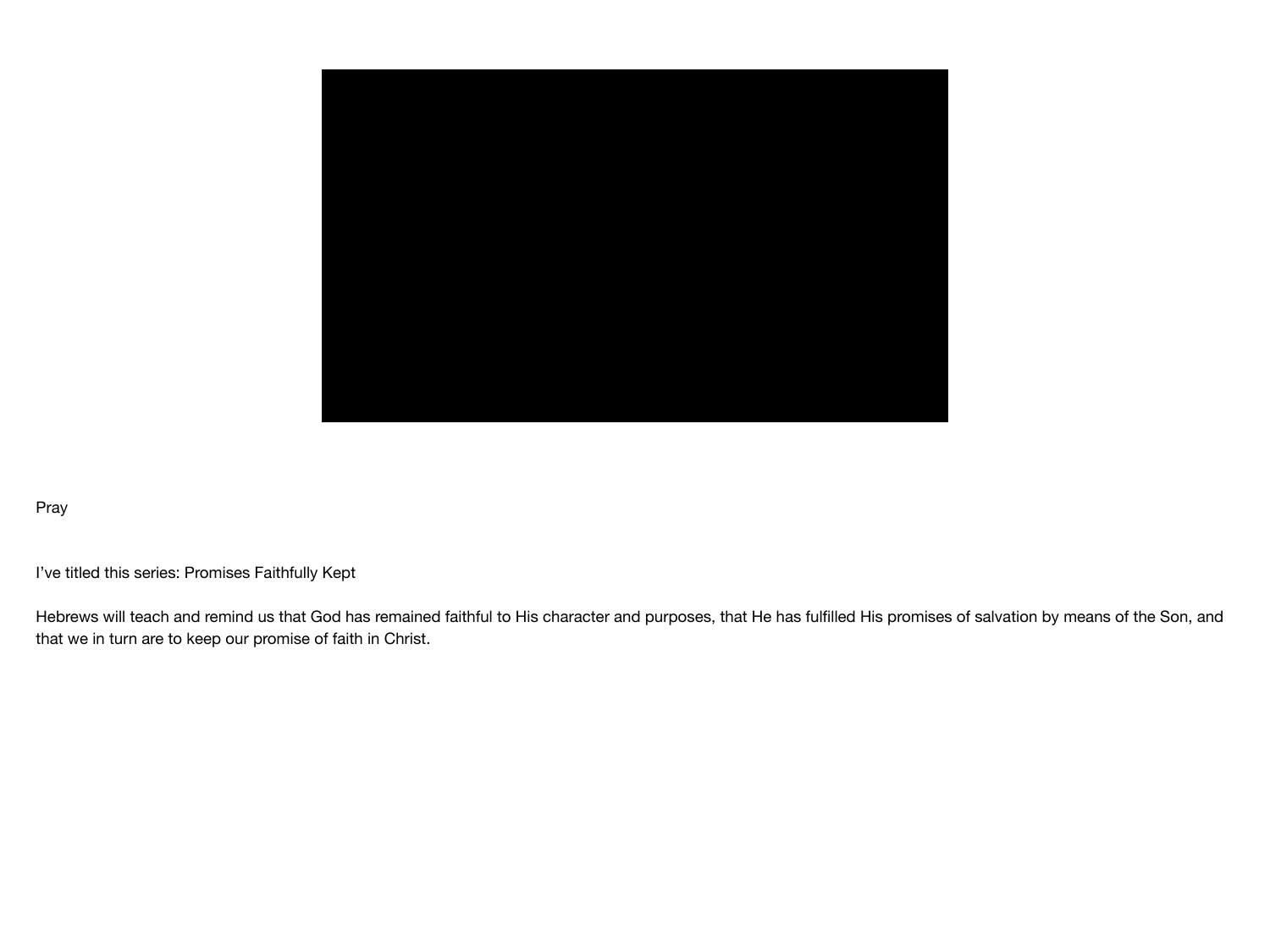Pray

I’ve titled this series: Promises Faithfully Kept

Hebrews will teach and remind us that God has remained faithful to His character and purposes, that He has fulfilled His promises of salvation by means of the Son, and that we in turn are to keep our promise of faith in Christ.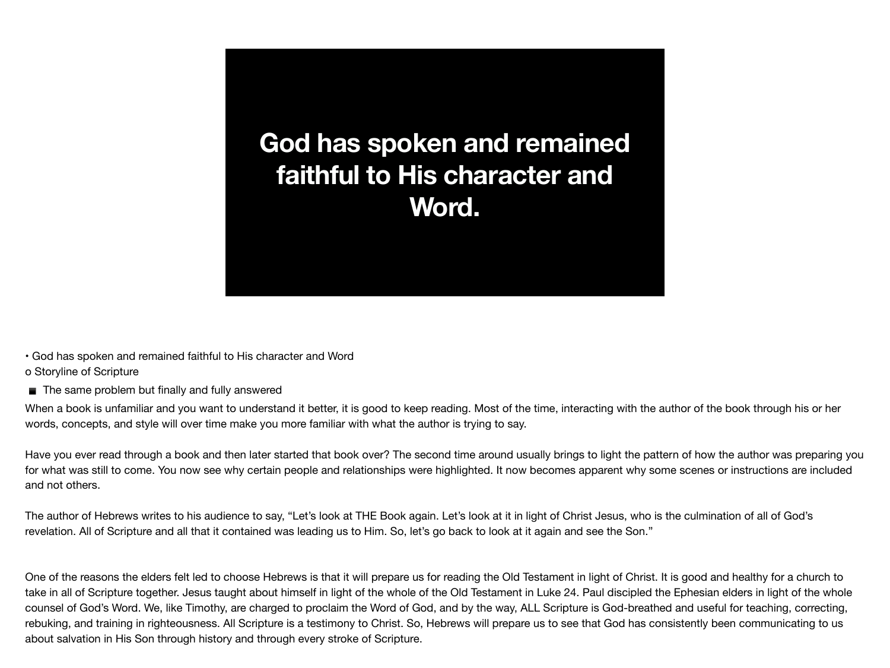**God has spoken and remained faithful to His character and Word.**

- God has spoken and remained faithful to His character and Word
  - Storyline of Scripture
    - The same problem but finally and fully answered

When a book is unfamiliar and you want to understand it better, it is good to keep reading. Most of the time, interacting with the author of the book through his or her words, concepts, and style will over time make you more familiar with what the author is trying to say.

Have you ever read through a book and then later started that book over? The second time around usually brings to light the pattern of how the author was preparing you for what was still to come. You now see why certain people and relationships were highlighted. It now becomes apparent why some scenes or instructions are included and not others.

The author of Hebrews writes to his audience to say, "Let's look at THE Book again. Let's look at it in light of Christ Jesus, who is the culmination of all of God's revelation. All of Scripture and all that it contained was leading us to Him. So, let's go back to look at it again and see the Son."

One of the reasons the elders felt led to choose Hebrews is that it will prepare us for reading the Old Testament in light of Christ. It is good and healthy for a church to take in all of Scripture together. Jesus taught about himself in light of the whole of the Old Testament in Luke 24. Paul discipled the Ephesian elders in light of the whole counsel of God's Word. We, like Timothy, are charged to proclaim the Word of God, and by the way, ALL Scripture is God-breathed and useful for teaching, correcting, rebuking, and training in righteousness. All Scripture is a testimony to Christ. So, Hebrews will prepare us to see that God has consistently been communicating to us about salvation in His Son through history and through every stroke of Scripture.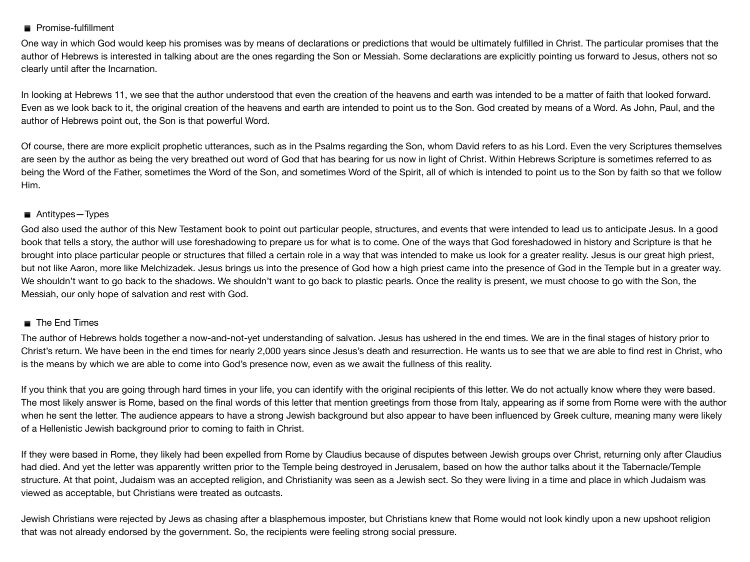- Promise-fulfillment

One way in which God would keep his promises was by means of declarations or predictions that would be ultimately fulfilled in Christ. The particular promises that the author of Hebrews is interested in talking about are the ones regarding the Son or Messiah. Some declarations are explicitly pointing us forward to Jesus, others not so clearly until after the Incarnation.

In looking at Hebrews 11, we see that the author understood that even the creation of the heavens and earth was intended to be a matter of faith that looked forward. Even as we look back to it, the original creation of the heavens and earth are intended to point us to the Son. God created by means of a Word. As John, Paul, and the author of Hebrews point out, the Son is that powerful Word.

Of course, there are more explicit prophetic utterances, such as in the Psalms regarding the Son, whom David refers to as his Lord. Even the very Scriptures themselves are seen by the author as being the very breathed out word of God that has bearing for us now in light of Christ. Within Hebrews Scripture is sometimes referred to as being the Word of the Father, sometimes the Word of the Son, and sometimes Word of the Spirit, all of which is intended to point us to the Son by faith so that we follow Him.

- Antitypes—Types

God also used the author of this New Testament book to point out particular people, structures, and events that were intended to lead us to anticipate Jesus. In a good book that tells a story, the author will use foreshadowing to prepare us for what is to come. One of the ways that God foreshadowed in history and Scripture is that he brought into place particular people or structures that filled a certain role in a way that was intended to make us look for a greater reality. Jesus is our great high priest, but not like Aaron, more like Melchizadek. Jesus brings us into the presence of God how a high priest came into the presence of God in the Temple but in a greater way. We shouldn't want to go back to the shadows. We shouldn't want to go back to plastic pearls. Once the reality is present, we must choose to go with the Son, the Messiah, our only hope of salvation and rest with God.

- The End Times

The author of Hebrews holds together a now-and-not-yet understanding of salvation. Jesus has ushered in the end times. We are in the final stages of history prior to Christ's return. We have been in the end times for nearly 2,000 years since Jesus's death and resurrection. He wants us to see that we are able to find rest in Christ, who is the means by which we are able to come into God's presence now, even as we await the fullness of this reality.

If you think that you are going through hard times in your life, you can identify with the original recipients of this letter. We do not actually know where they were based. The most likely answer is Rome, based on the final words of this letter that mention greetings from those from Italy, appearing as if some from Rome were with the author when he sent the letter. The audience appears to have a strong Jewish background but also appear to have been influenced by Greek culture, meaning many were likely of a Hellenistic Jewish background prior to coming to faith in Christ.

If they were based in Rome, they likely had been expelled from Rome by Claudius because of disputes between Jewish groups over Christ, returning only after Claudius had died. And yet the letter was apparently written prior to the Temple being destroyed in Jerusalem, based on how the author talks about it the Tabernacle/Temple structure. At that point, Judaism was an accepted religion, and Christianity was seen as a Jewish sect. So they were living in a time and place in which Judaism was viewed as acceptable, but Christians were treated as outcasts.

Jewish Christians were rejected by Jews as chasing after a blasphemous imposter, but Christians knew that Rome would not look kindly upon a new upshoot religion that was not already endorsed by the government. So, the recipients were feeling strong social pressure.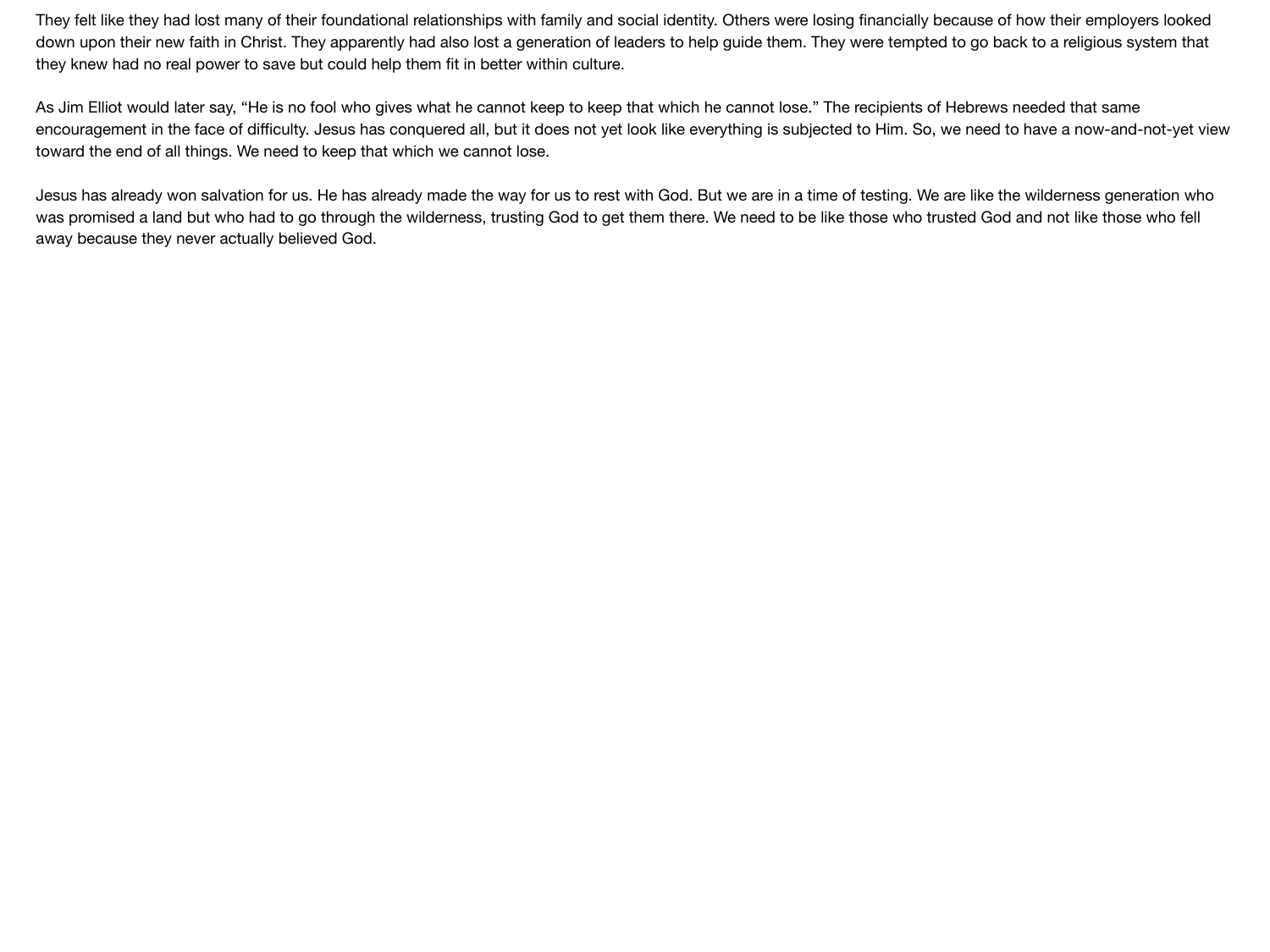They felt like they had lost many of their foundational relationships with family and social identity. Others were losing financially because of how their employers looked down upon their new faith in Christ. They apparently had also lost a generation of leaders to help guide them. They were tempted to go back to a religious system that they knew had no real power to save but could help them fit in better within culture.

As Jim Elliot would later say, “He is no fool who gives what he cannot keep to keep that which he cannot lose.” The recipients of Hebrews needed that same encouragement in the face of difficulty. Jesus has conquered all, but it does not yet look like everything is subjected to Him. So, we need to have a now-and-not-yet view toward the end of all things. We need to keep that which we cannot lose.

Jesus has already won salvation for us. He has already made the way for us to rest with God. But we are in a time of testing. We are like the wilderness generation who was promised a land but who had to go through the wilderness, trusting God to get them there. We need to be like those who trusted God and not like those who fell away because they never actually believed God.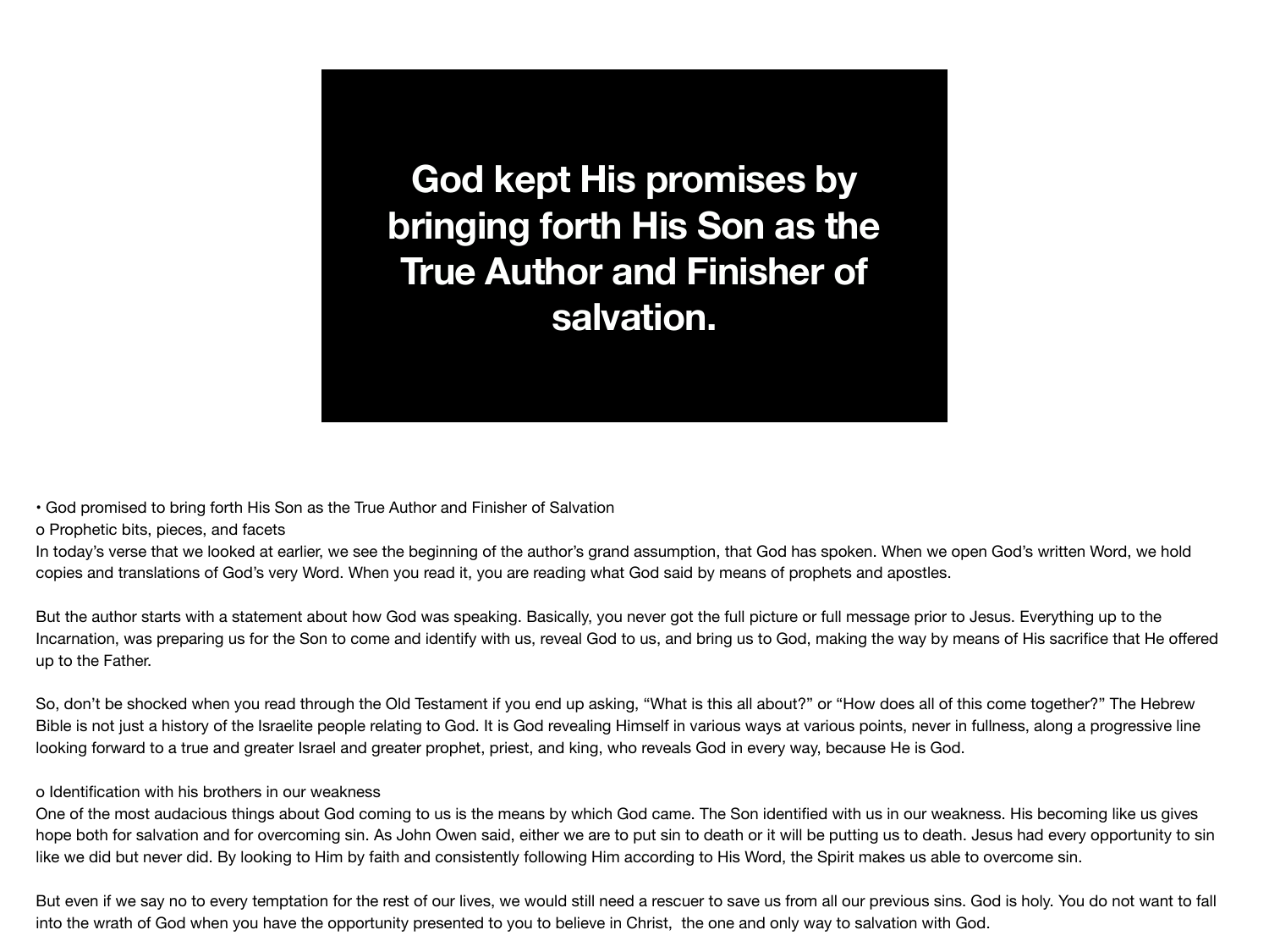**God kept His promises by bringing forth His Son as the True Author and Finisher of salvation.**

• God promised to bring forth His Son as the True Author and Finisher of Salvation

o Prophetic bits, pieces, and facets

In today's verse that we looked at earlier, we see the beginning of the author's grand assumption, that God has spoken. When we open God's written Word, we hold copies and translations of God's very Word. When you read it, you are reading what God said by means of prophets and apostles.

But the author starts with a statement about how God was speaking. Basically, you never got the full picture or full message prior to Jesus. Everything up to the Incarnation, was preparing us for the Son to come and identify with us, reveal God to us, and bring us to God, making the way by means of His sacrifice that He offered up to the Father.

So, don't be shocked when you read through the Old Testament if you end up asking, "What is this all about?" or "How does all of this come together?" The Hebrew Bible is not just a history of the Israelite people relating to God. It is God revealing Himself in various ways at various points, never in fullness, along a progressive line looking forward to a true and greater Israel and greater prophet, priest, and king, who reveals God in every way, because He is God.

o Identification with his brothers in our weakness

One of the most audacious things about God coming to us is the means by which God came. The Son identified with us in our weakness. His becoming like us gives hope both for salvation and for overcoming sin. As John Owen said, either we are to put sin to death or it will be putting us to death. Jesus had every opportunity to sin like we did but never did. By looking to Him by faith and consistently following Him according to His Word, the Spirit makes us able to overcome sin.

But even if we say no to every temptation for the rest of our lives, we would still need a rescuer to save us from all our previous sins. God is holy. You do not want to fall into the wrath of God when you have the opportunity presented to you to believe in Christ, the one and only way to salvation with God.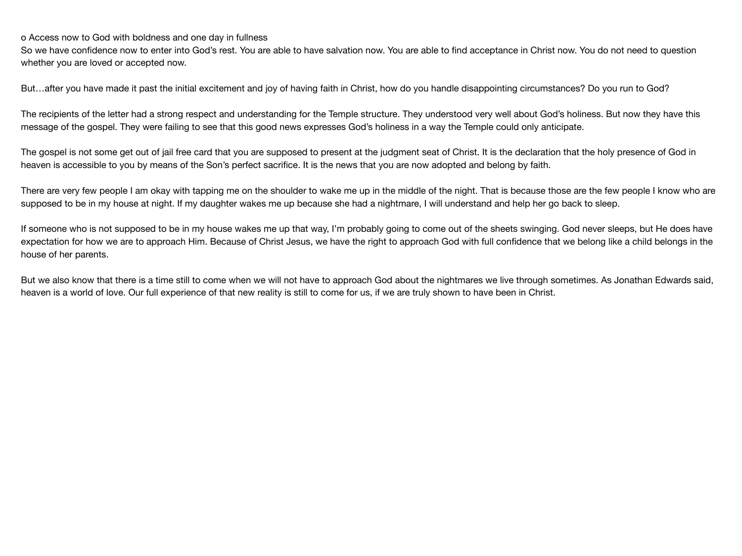o Access now to God with boldness and one day in fullness

So we have confidence now to enter into God's rest. You are able to have salvation now. You are able to find acceptance in Christ now. You do not need to question whether you are loved or accepted now.

But…after you have made it past the initial excitement and joy of having faith in Christ, how do you handle disappointing circumstances? Do you run to God?

The recipients of the letter had a strong respect and understanding for the Temple structure. They understood very well about God's holiness. But now they have this message of the gospel. They were failing to see that this good news expresses God's holiness in a way the Temple could only anticipate.

The gospel is not some get out of jail free card that you are supposed to present at the judgment seat of Christ. It is the declaration that the holy presence of God in heaven is accessible to you by means of the Son's perfect sacrifice. It is the news that you are now adopted and belong by faith.

There are very few people I am okay with tapping me on the shoulder to wake me up in the middle of the night. That is because those are the few people I know who are supposed to be in my house at night. If my daughter wakes me up because she had a nightmare, I will understand and help her go back to sleep.

If someone who is not supposed to be in my house wakes me up that way, I'm probably going to come out of the sheets swinging. God never sleeps, but He does have expectation for how we are to approach Him. Because of Christ Jesus, we have the right to approach God with full confidence that we belong like a child belongs in the house of her parents.

But we also know that there is a time still to come when we will not have to approach God about the nightmares we live through sometimes. As Jonathan Edwards said, heaven is a world of love. Our full experience of that new reality is still to come for us, if we are truly shown to have been in Christ.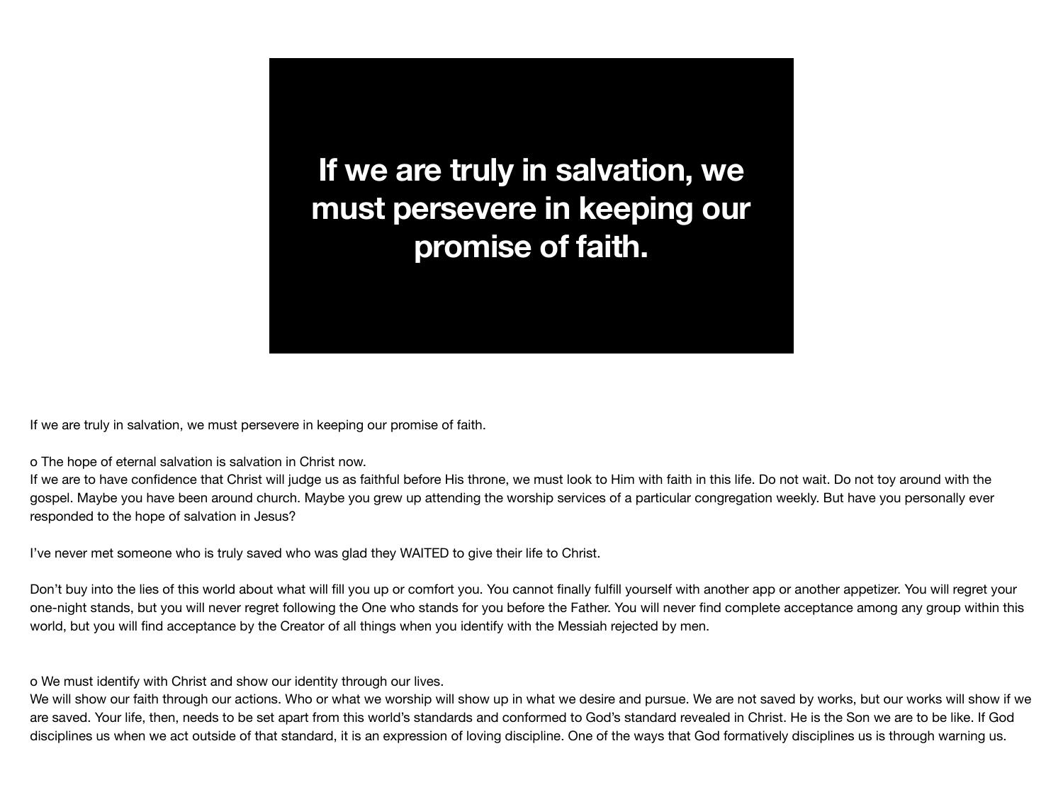# If we are truly in salvation, we must persevere in keeping our promise of faith.

If we are truly in salvation, we must persevere in keeping our promise of faith.

o The hope of eternal salvation is salvation in Christ now.
If we are to have confidence that Christ will judge us as faithful before His throne, we must look to Him with faith in this life. Do not wait. Do not toy around with the gospel. Maybe you have been around church. Maybe you grew up attending the worship services of a particular congregation weekly. But have you personally ever responded to the hope of salvation in Jesus?

I've never met someone who is truly saved who was glad they WAITED to give their life to Christ.

Don't buy into the lies of this world about what will fill you up or comfort you. You cannot finally fulfill yourself with another app or another appetizer. You will regret your one-night stands, but you will never regret following the One who stands for you before the Father. You will never find complete acceptance among any group within this world, but you will find acceptance by the Creator of all things when you identify with the Messiah rejected by men.

o We must identify with Christ and show our identity through our lives.
We will show our faith through our actions. Who or what we worship will show up in what we desire and pursue. We are not saved by works, but our works will show if we are saved. Your life, then, needs to be set apart from this world's standards and conformed to God's standard revealed in Christ. He is the Son we are to be like. If God disciplines us when we act outside of that standard, it is an expression of loving discipline. One of the ways that God formatively disciplines us is through warning us.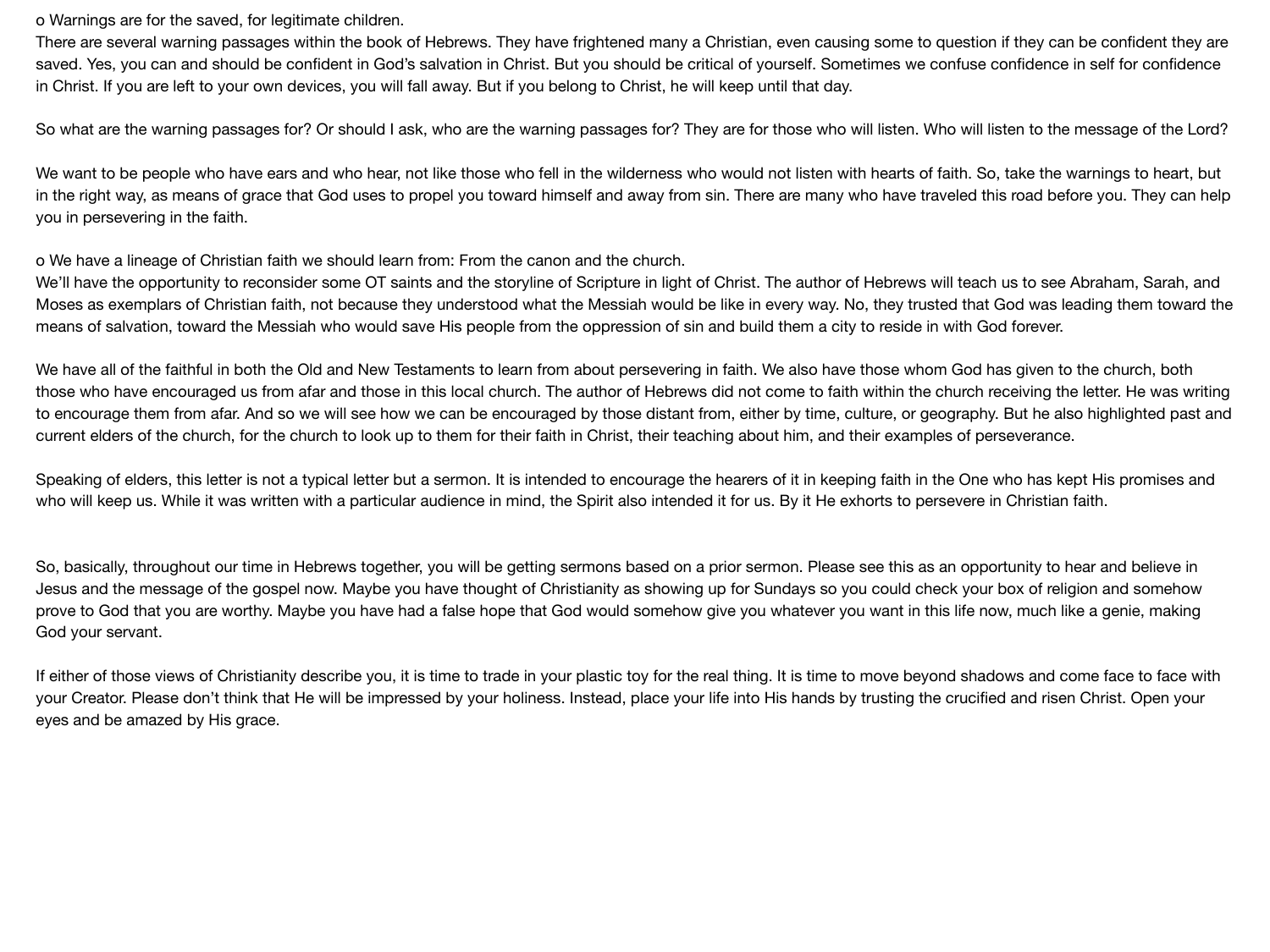o Warnings are for the saved, for legitimate children.
There are several warning passages within the book of Hebrews. They have frightened many a Christian, even causing some to question if they can be confident they are saved. Yes, you can and should be confident in God's salvation in Christ. But you should be critical of yourself. Sometimes we confuse confidence in self for confidence in Christ. If you are left to your own devices, you will fall away. But if you belong to Christ, he will keep until that day.

So what are the warning passages for? Or should I ask, who are the warning passages for? They are for those who will listen. Who will listen to the message of the Lord?

We want to be people who have ears and who hear, not like those who fell in the wilderness who would not listen with hearts of faith. So, take the warnings to heart, but in the right way, as means of grace that God uses to propel you toward himself and away from sin. There are many who have traveled this road before you. They can help you in persevering in the faith.

o We have a lineage of Christian faith we should learn from: From the canon and the church.
We'll have the opportunity to reconsider some OT saints and the storyline of Scripture in light of Christ. The author of Hebrews will teach us to see Abraham, Sarah, and Moses as exemplars of Christian faith, not because they understood what the Messiah would be like in every way. No, they trusted that God was leading them toward the means of salvation, toward the Messiah who would save His people from the oppression of sin and build them a city to reside in with God forever.

We have all of the faithful in both the Old and New Testaments to learn from about persevering in faith. We also have those whom God has given to the church, both those who have encouraged us from afar and those in this local church. The author of Hebrews did not come to faith within the church receiving the letter. He was writing to encourage them from afar. And so we will see how we can be encouraged by those distant from, either by time, culture, or geography. But he also highlighted past and current elders of the church, for the church to look up to them for their faith in Christ, their teaching about him, and their examples of perseverance.

Speaking of elders, this letter is not a typical letter but a sermon. It is intended to encourage the hearers of it in keeping faith in the One who has kept His promises and who will keep us. While it was written with a particular audience in mind, the Spirit also intended it for us. By it He exhorts to persevere in Christian faith.

So, basically, throughout our time in Hebrews together, you will be getting sermons based on a prior sermon. Please see this as an opportunity to hear and believe in Jesus and the message of the gospel now. Maybe you have thought of Christianity as showing up for Sundays so you could check your box of religion and somehow prove to God that you are worthy. Maybe you have had a false hope that God would somehow give you whatever you want in this life now, much like a genie, making God your servant.

If either of those views of Christianity describe you, it is time to trade in your plastic toy for the real thing. It is time to move beyond shadows and come face to face with your Creator. Please don't think that He will be impressed by your holiness. Instead, place your life into His hands by trusting the crucified and risen Christ. Open your eyes and be amazed by His grace.